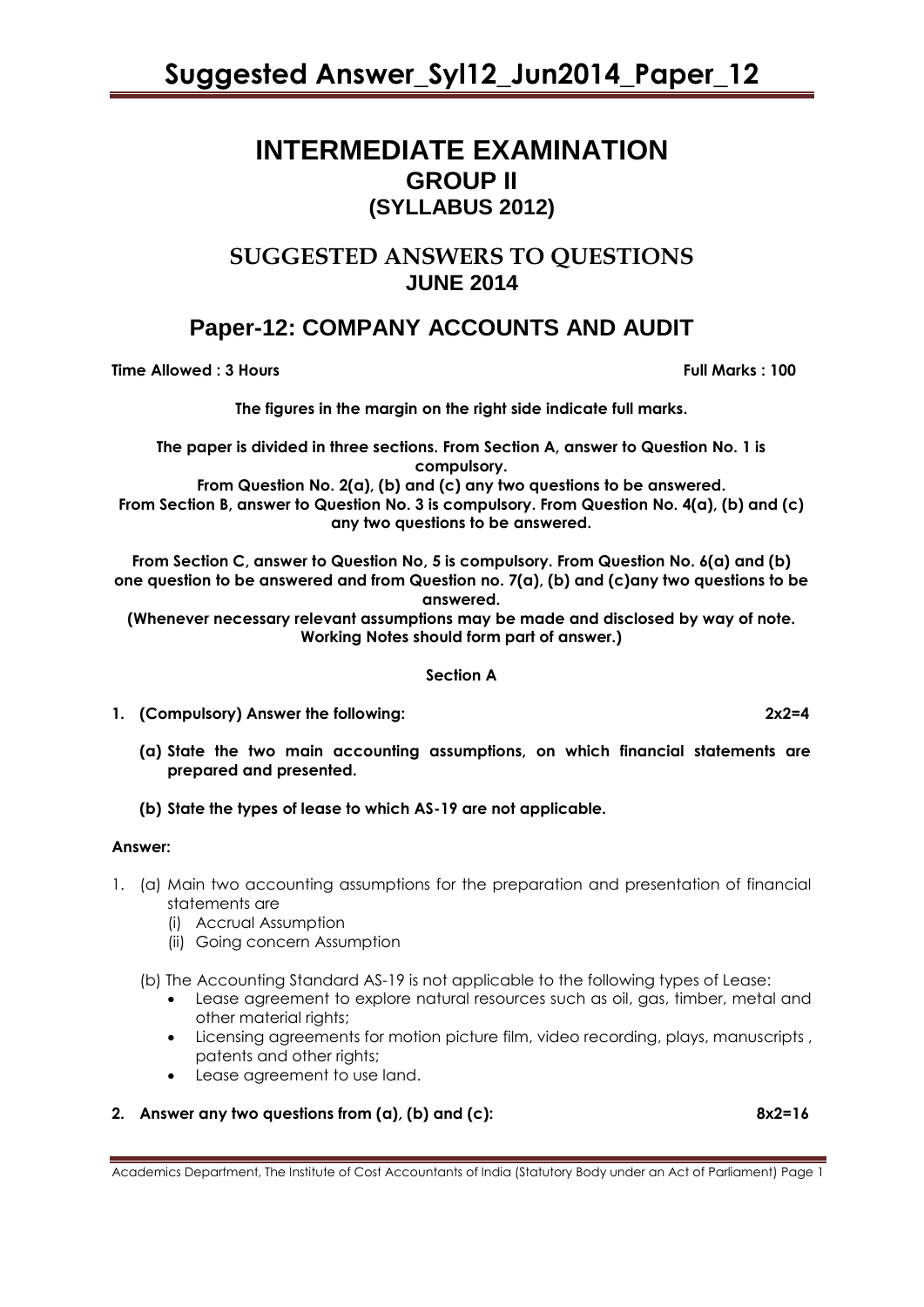# INTERMEDIATE EXAMINATION
## GROUP II
## (SYLLABUS 2012)

## SUGGESTED ANSWERS TO QUESTIONS
## JUNE 2014

## Paper-12: COMPANY ACCOUNTS AND AUDIT

**Time Allowed : 3 Hours** **Full Marks : 100**

**The figures in the margin on the right side indicate full marks.**

**The paper is divided in three sections. From Section A, answer to Question No. 1 is compulsory.**
**From Question No. 2(a), (b) and (c) any two questions to be answered.**
**From Section B, answer to Question No. 3 is compulsory. From Question No. 4(a), (b) and (c) any two questions to be answered.**

**From Section C, answer to Question No, 5 is compulsory. From Question No. 6(a) and (b) one question to be answered and from Question no. 7(a), (b) and (c)any two questions to be answered.**
**(Whenever necessary relevant assumptions may be made and disclosed by way of note. Working Notes should form part of answer.)**

**Section A**

**1. (Compulsory) Answer the following:** **2x2=4**

**(a) State the two main accounting assumptions, on which financial statements are prepared and presented.**

**(b) State the types of lease to which AS-19 are not applicable.**

**Answer:**

1. (a) Main two accounting assumptions for the preparation and presentation of financial statements are
   (i) Accrual Assumption
   (ii) Going concern Assumption

   (b) The Accounting Standard AS-19 is not applicable to the following types of Lease:
   - Lease agreement to explore natural resources such as oil, gas, timber, metal and other material rights;
   - Licensing agreements for motion picture film, video recording, plays, manuscripts , patents and other rights;
   - Lease agreement to use land.

**2. Answer any two questions from (a), (b) and (c):** **8x2=16**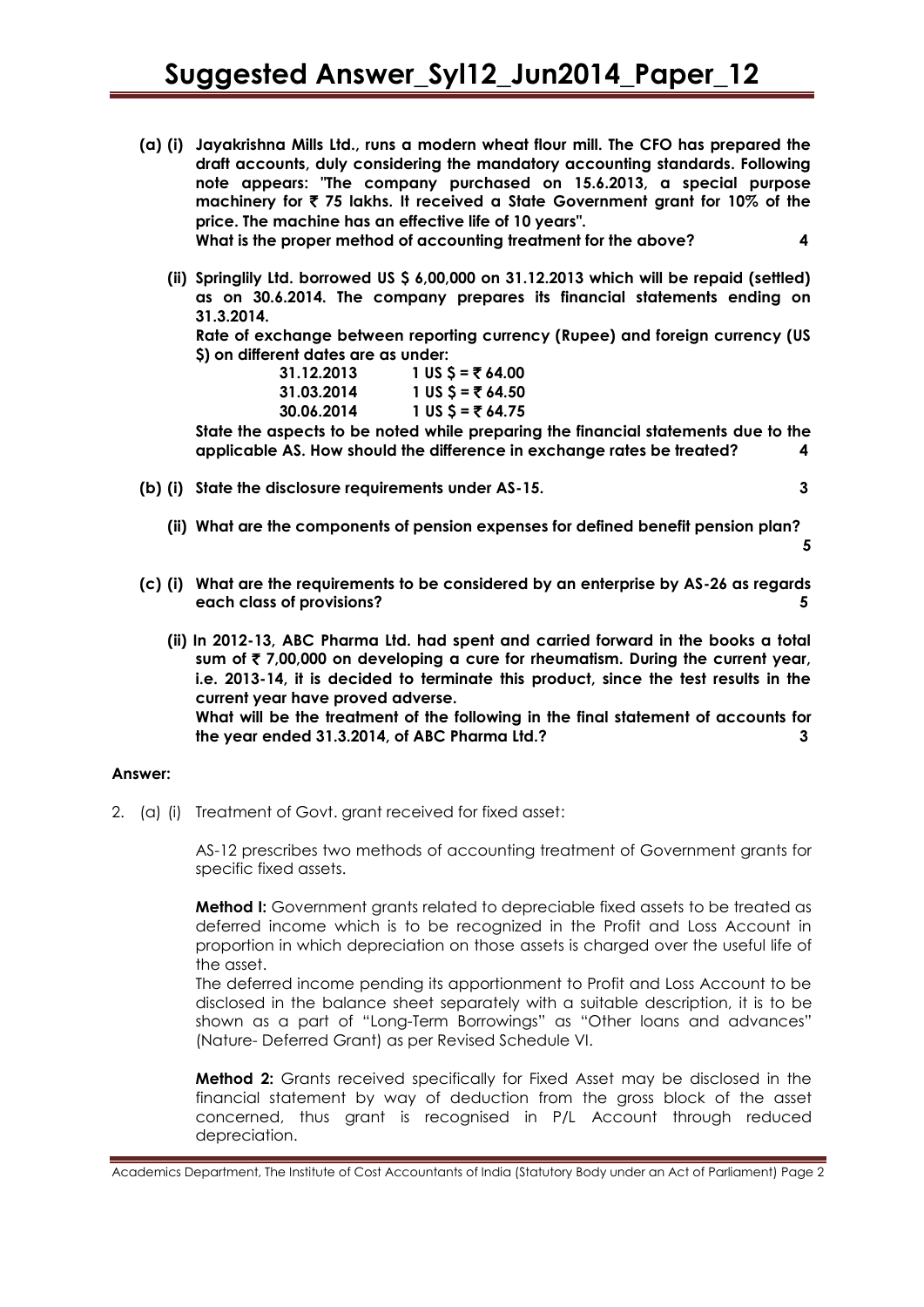**(a) (i) Jayakrishna Mills Ltd., runs a modern wheat flour mill. The CFO has prepared the draft accounts, duly considering the mandatory accounting standards. Following note appears: "The company purchased on 15.6.2013, a special purpose machinery for ₹ 75 lakhs. It received a State Government grant for 10% of the price. The machine has an effective life of 10 years".**
**What is the proper method of accounting treatment for the above? 4**

**(ii) Springlily Ltd. borrowed US $ 6,00,000 on 31.12.2013 which will be repaid (settled) as on 30.6.2014. The company prepares its financial statements ending on 31.3.2014.**
**Rate of exchange between reporting currency (Rupee) and foreign currency (US $) on different dates are as under:**

| | |
|---|---|
| **31.12.2013** | **1 US $ = ₹ 64.00** |
| **31.03.2014** | **1 US $ = ₹ 64.50** |
| **30.06.2014** | **1 US $ = ₹ 64.75** |

**State the aspects to be noted while preparing the financial statements due to the applicable AS. How should the difference in exchange rates be treated? 4**

**(b) (i) State the disclosure requirements under AS-15. 3**

**(ii) What are the components of pension expenses for defined benefit pension plan? 5**

**(c) (i) What are the requirements to be considered by an enterprise by AS-26 as regards each class of provisions? 5**

**(ii) In 2012-13, ABC Pharma Ltd. had spent and carried forward in the books a total sum of ₹ 7,00,000 on developing a cure for rheumatism. During the current year, i.e. 2013-14, it is decided to terminate this product, since the test results in the current year have proved adverse.**
**What will be the treatment of the following in the final statement of accounts for the year ended 31.3.2014, of ABC Pharma Ltd.? 3**

**Answer:**

2. (a) (i) Treatment of Govt. grant received for fixed asset:

AS-12 prescribes two methods of accounting treatment of Government grants for specific fixed assets.

**Method I:** Government grants related to depreciable fixed assets to be treated as deferred income which is to be recognized in the Profit and Loss Account in proportion in which depreciation on those assets is charged over the useful life of the asset.

The deferred income pending its apportionment to Profit and Loss Account to be disclosed in the balance sheet separately with a suitable description, it is to be shown as a part of "Long-Term Borrowings" as "Other loans and advances" (Nature- Deferred Grant) as per Revised Schedule VI.

**Method 2:** Grants received specifically for Fixed Asset may be disclosed in the financial statement by way of deduction from the gross block of the asset concerned, thus grant is recognised in P/L Account through reduced depreciation.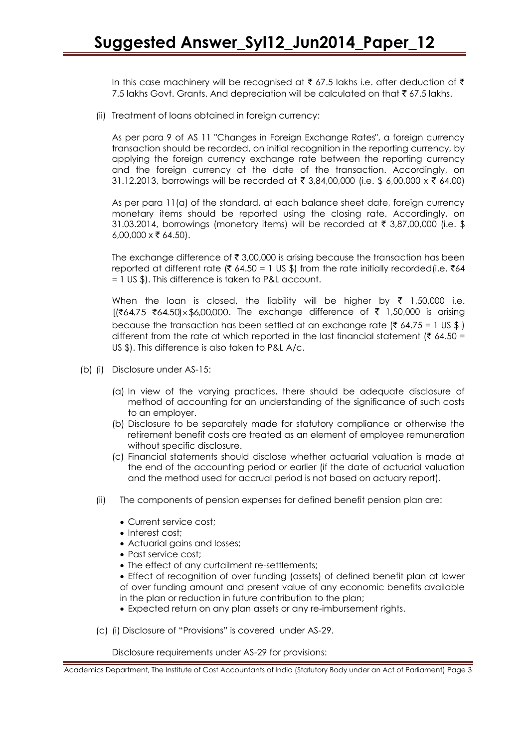In this case machinery will be recognised at ₹ 67.5 lakhs i.e. after deduction of ₹ 7.5 lakhs Govt. Grants. And depreciation will be calculated on that ₹ 67.5 lakhs.

(ii) Treatment of loans obtained in foreign currency:

As per para 9 of AS 11 "Changes in Foreign Exchange Rates", a foreign currency transaction should be recorded, on initial recognition in the reporting currency, by applying the foreign currency exchange rate between the reporting currency and the foreign currency at the date of the transaction. Accordingly, on 31.12.2013, borrowings will be recorded at ₹ 3,84,00,000 (i.e. $ 6,00,000 x ₹ 64.00)

As per para 11(a) of the standard, at each balance sheet date, foreign currency monetary items should be reported using the closing rate. Accordingly, on 31.03.2014, borrowings (monetary items) will be recorded at ₹ 3,87,00,000 (i.e. $ 6,00,000 x ₹ 64.50).

The exchange difference of ₹ 3,00,000 is arising because the transaction has been reported at different rate (₹ 64.50 = 1 US $) from the rate initially recorded(i.e. ₹64 = 1 US $). This difference is taken to P&L account.

When the loan is closed, the liability will be higher by ₹ 1,50,000 i.e. [(₹64.75 − ₹64.50) × $6,00,000. The exchange difference of ₹ 1,50,000 is arising because the transaction has been settled at an exchange rate (₹ 64.75 = 1 US $ ) different from the rate at which reported in the last financial statement (₹ 64.50 = US $). This difference is also taken to P&L A/c.

(b) (i) Disclosure under AS-15:

(a) In view of the varying practices, there should be adequate disclosure of method of accounting for an understanding of the significance of such costs to an employer.
(b) Disclosure to be separately made for statutory compliance or otherwise the retirement benefit costs are treated as an element of employee remuneration without specific disclosure.
(c) Financial statements should disclose whether actuarial valuation is made at the end of the accounting period or earlier (if the date of actuarial valuation and the method used for accrual period is not based on actuary report).

(ii) The components of pension expenses for defined benefit pension plan are:

- Current service cost;
- Interest cost;
- Actuarial gains and losses;
- Past service cost;
- The effect of any curtailment re-settlements;
- Effect of recognition of over funding (assets) of defined benefit plan at lower of over funding amount and present value of any economic benefits available in the plan or reduction in future contribution to the plan;
- Expected return on any plan assets or any re-imbursement rights.

(c) (i) Disclosure of "Provisions" is covered under AS-29.

Disclosure requirements under AS-29 for provisions: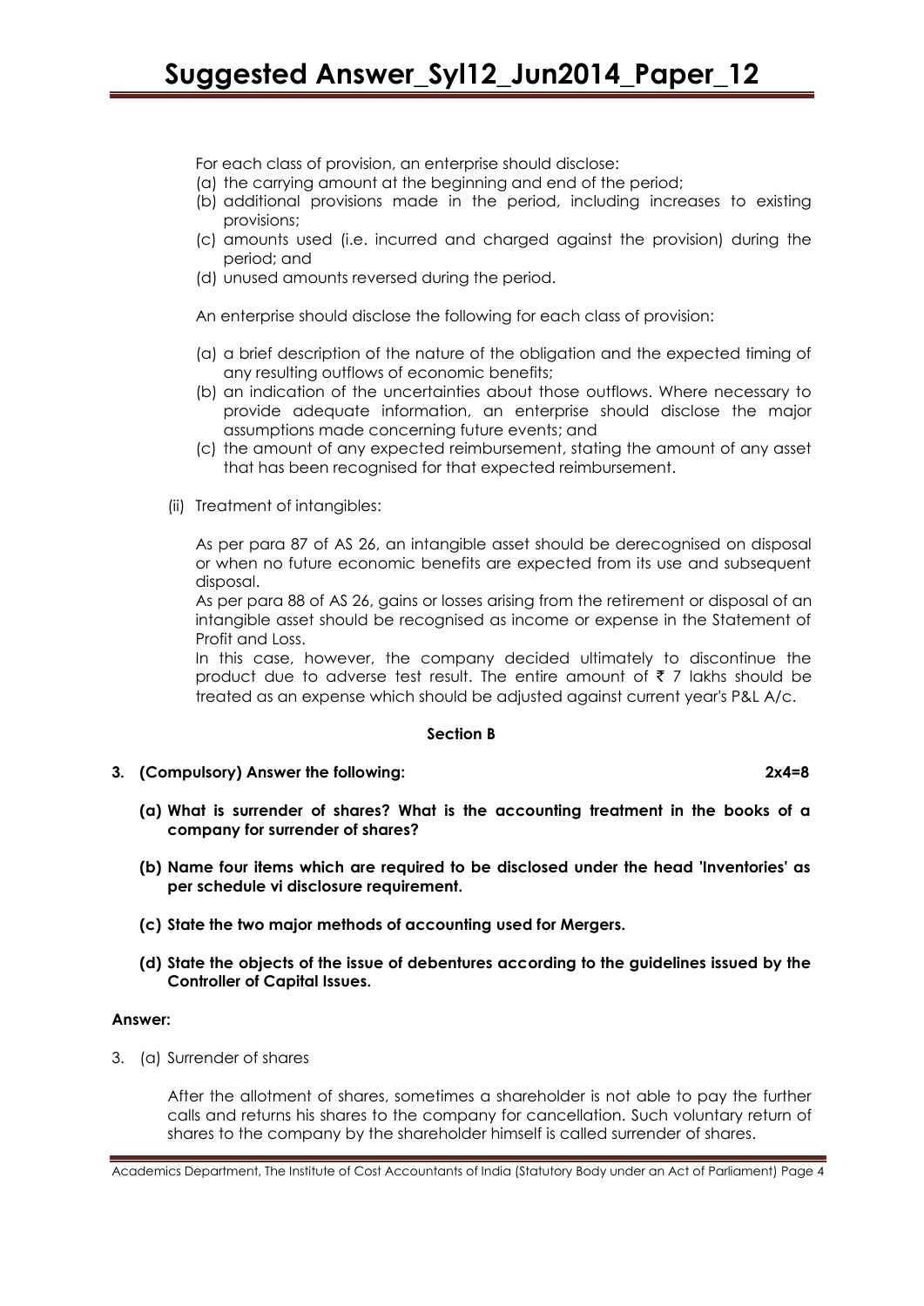For each class of provision, an enterprise should disclose:

(a) the carrying amount at the beginning and end of the period;
(b) additional provisions made in the period, including increases to existing provisions;
(c) amounts used (i.e. incurred and charged against the provision) during the period; and
(d) unused amounts reversed during the period.

An enterprise should disclose the following for each class of provision:

(a) a brief description of the nature of the obligation and the expected timing of any resulting outflows of economic benefits;
(b) an indication of the uncertainties about those outflows. Where necessary to provide adequate information, an enterprise should disclose the major assumptions made concerning future events; and
(c) the amount of any expected reimbursement, stating the amount of any asset that has been recognised for that expected reimbursement.

(ii) Treatment of intangibles:

As per para 87 of AS 26, an intangible asset should be derecognised on disposal or when no future economic benefits are expected from its use and subsequent disposal.

As per para 88 of AS 26, gains or losses arising from the retirement or disposal of an intangible asset should be recognised as income or expense in the Statement of Profit and Loss.

In this case, however, the company decided ultimately to discontinue the product due to adverse test result. The entire amount of ₹ 7 lakhs should be treated as an expense which should be adjusted against current year's P&L A/c.

**Section B**

**3. (Compulsory) Answer the following: 2x4=8**

**(a) What is surrender of shares? What is the accounting treatment in the books of a company for surrender of shares?**

**(b) Name four items which are required to be disclosed under the head 'Inventories' as per schedule vi disclosure requirement.**

**(c) State the two major methods of accounting used for Mergers.**

**(d) State the objects of the issue of debentures according to the guidelines issued by the Controller of Capital Issues.**

**Answer:**

3. (a) Surrender of shares

After the allotment of shares, sometimes a shareholder is not able to pay the further calls and returns his shares to the company for cancellation. Such voluntary return of shares to the company by the shareholder himself is called surrender of shares.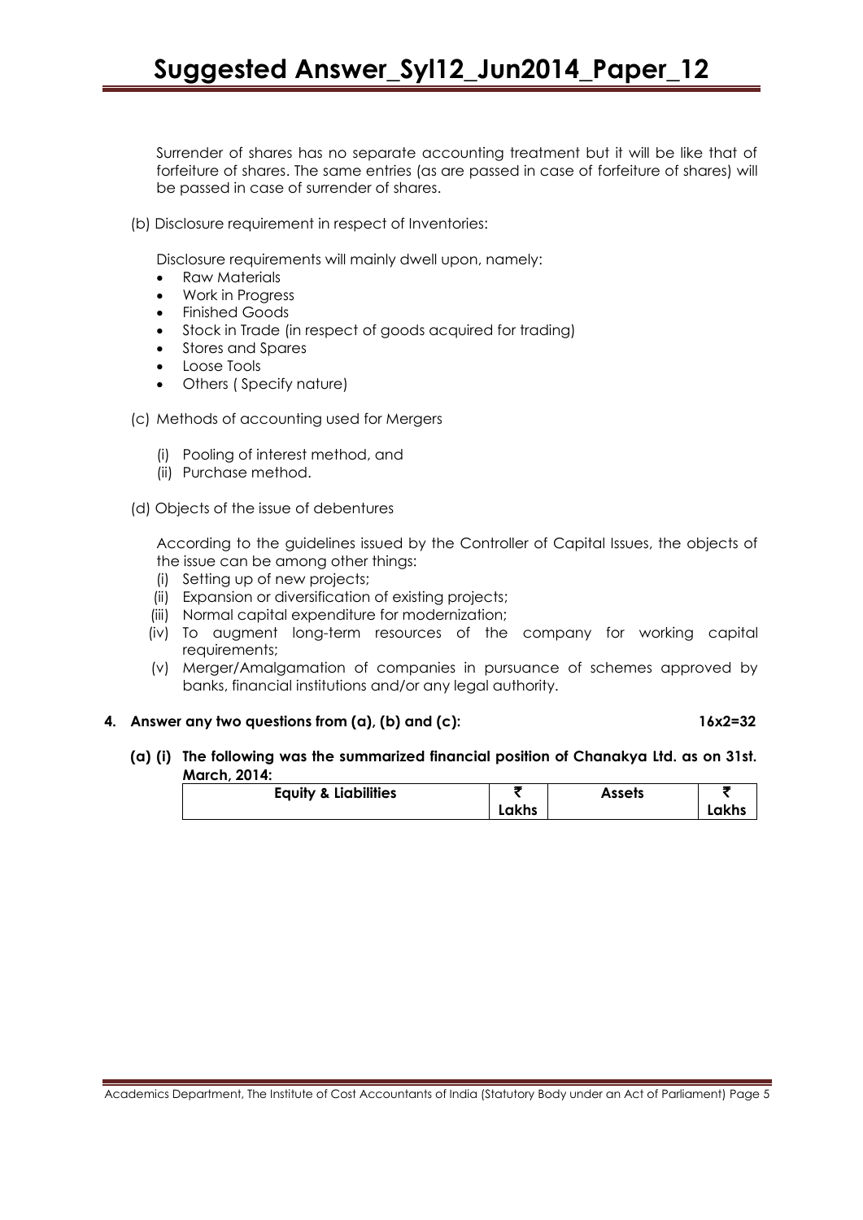Surrender of shares has no separate accounting treatment but it will be like that of forfeiture of shares. The same entries (as are passed in case of forfeiture of shares) will be passed in case of surrender of shares.

(b) Disclosure requirement in respect of Inventories:

Disclosure requirements will mainly dwell upon, namely:

- Raw Materials
- Work in Progress
- Finished Goods
- Stock in Trade (in respect of goods acquired for trading)
- Stores and Spares
- Loose Tools
- Others ( Specify nature)

(c) Methods of accounting used for Mergers

(i) Pooling of interest method, and
(ii) Purchase method.

(d) Objects of the issue of debentures

According to the guidelines issued by the Controller of Capital Issues, the objects of the issue can be among other things:

(i) Setting up of new projects;
(ii) Expansion or diversification of existing projects;
(iii) Normal capital expenditure for modernization;
(iv) To augment long-term resources of the company for working capital requirements;
(v) Merger/Amalgamation of companies in pursuance of schemes approved by banks, financial institutions and/or any legal authority.

**4. Answer any two questions from (a), (b) and (c): 16x2=32**

**(a) (i) The following was the summarized financial position of Chanakya Ltd. as on 31st. March, 2014:**

| Equity & Liabilities | ₹ Lakhs | Assets | ₹ Lakhs |
|---|---|---|---|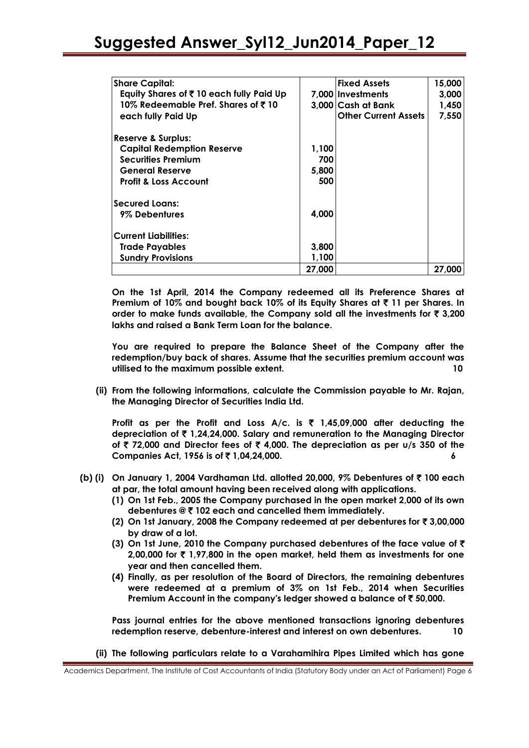| Share Capital: | | Fixed Assets | 15,000 |
|---|---|---|---|
| Equity Shares of ₹ 10 each fully Paid Up | 7,000 | Investments | 3,000 |
| 10% Redeemable Pref. Shares of ₹ 10 each fully Paid Up | 3,000 | Cash at Bank | 1,450 |
| | | Other Current Assets | 7,550 |
| Reserve & Surplus: | | | |
| Capital Redemption Reserve | 1,100 | | |
| Securities Premium | 700 | | |
| General Reserve | 5,800 | | |
| Profit & Loss Account | 500 | | |
| Secured Loans: | | | |
| 9% Debentures | 4,000 | | |
| Current Liabilities: | | | |
| Trade Payables | 3,800 | | |
| Sundry Provisions | 1,100 | | |
| | 27,000 | | 27,000 |

**On the 1st April, 2014 the Company redeemed all its Preference Shares at Premium of 10% and bought back 10% of its Equity Shares at ₹ 11 per Shares. In order to make funds available, the Company sold all the investments for ₹ 3,200 lakhs and raised a Bank Term Loan for the balance.**

**You are required to prepare the Balance Sheet of the Company after the redemption/buy back of shares. Assume that the securities premium account was utilised to the maximum possible extent.** **10**

**(ii) From the following informations, calculate the Commission payable to Mr. Rajan, the Managing Director of Securities India Ltd.**

**Profit as per the Profit and Loss A/c. is ₹ 1,45,09,000 after deducting the depreciation of ₹ 1,24,24,000. Salary and remuneration to the Managing Director of ₹ 72,000 and Director fees of ₹ 4,000. The depreciation as per u/s 350 of the Companies Act, 1956 is of ₹ 1,04,24,000.** **6**

**(b) (i) On January 1, 2004 Vardhaman Ltd. allotted 20,000, 9% Debentures of ₹ 100 each at par, the total amount having been received along with applications.**

1. **On 1st Feb., 2005 the Company purchased in the open market 2,000 of its own debentures @ ₹ 102 each and cancelled them immediately.**
2. **On 1st January, 2008 the Company redeemed at per debentures for ₹ 3,00,000 by draw of a lot.**
3. **On 1st June, 2010 the Company purchased debentures of the face value of ₹ 2,00,000 for ₹ 1,97,800 in the open market, held them as investments for one year and then cancelled them.**
4. **Finally, as per resolution of the Board of Directors, the remaining debentures were redeemed at a premium of 3% on 1st Feb., 2014 when Securities Premium Account in the company's ledger showed a balance of ₹ 50,000.**

**Pass journal entries for the above mentioned transactions ignoring debentures redemption reserve, debenture-interest and interest on own debentures.** **10**

**(ii) The following particulars relate to a Varahamihira Pipes Limited which has gone**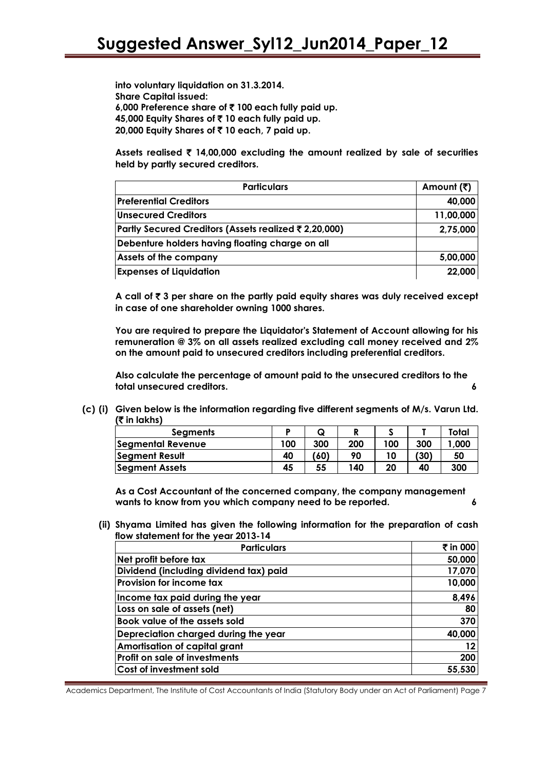**into voluntary liquidation on 31.3.2014.**
**Share Capital issued:**
**6,000 Preference share of ₹ 100 each fully paid up.**
**45,000 Equity Shares of ₹ 10 each fully paid up.**
**20,000 Equity Shares of ₹ 10 each, 7 paid up.**

**Assets realised ₹ 14,00,000 excluding the amount realized by sale of securities held by partly secured creditors.**

| Particulars | Amount (₹) |
|---|---|
| Preferential Creditors | 40,000 |
| Unsecured Creditors | 11,00,000 |
| Partly Secured Creditors (Assets realized ₹ 2,20,000) | 2,75,000 |
| Debenture holders having floating charge on all | |
| Assets of the company | 5,00,000 |
| Expenses of Liquidation | 22,000 |

**A call of ₹ 3 per share on the partly paid equity shares was duly received except in case of one shareholder owning 1000 shares.**

**You are required to prepare the Liquidator's Statement of Account allowing for his remuneration @ 3% on all assets realized excluding call money received and 2% on the amount paid to unsecured creditors including preferential creditors.**

**Also calculate the percentage of amount paid to the unsecured creditors to the total unsecured creditors.** **6**

**(c) (i) Given below is the information regarding five different segments of M/s. Varun Ltd. (₹ in lakhs)**

| Segments | P | Q | R | S | T | Total |
|---|---|---|---|---|---|---|
| Segmental Revenue | 100 | 300 | 200 | 100 | 300 | 1,000 |
| Segment Result | 40 | (60) | 90 | 10 | (30) | 50 |
| Segment Assets | 45 | 55 | 140 | 20 | 40 | 300 |

**As a Cost Accountant of the concerned company, the company management wants to know from you which company need to be reported.** **6**

**(ii) Shyama Limited has given the following information for the preparation of cash flow statement for the year 2013-14**

| Particulars | ₹ in 000 |
|---|---|
| Net profit before tax | 50,000 |
| Dividend (including dividend tax) paid | 17,070 |
| Provision for income tax | 10,000 |
| Income tax paid during the year | 8,496 |
| Loss on sale of assets (net) | 80 |
| Book value of the assets sold | 370 |
| Depreciation charged during the year | 40,000 |
| Amortisation of capital grant | 12 |
| Profit on sale of investments | 200 |
| Cost of investment sold | 55,530 |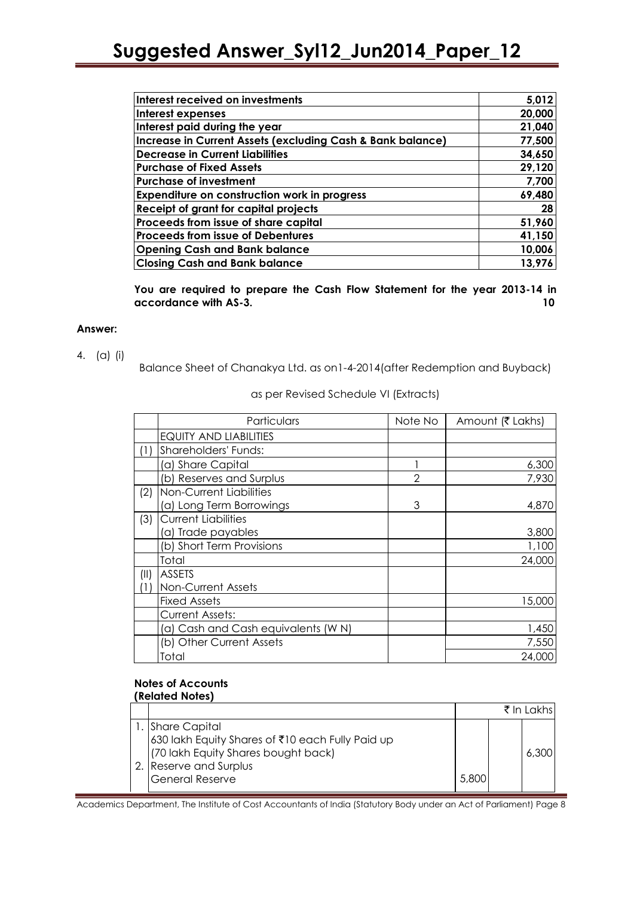| | |
|---|---|
| **Interest received on investments** | **5,012** |
| **Interest expenses** | **20,000** |
| **Interest paid during the year** | **21,040** |
| **Increase in Current Assets (excluding Cash & Bank balance)** | **77,500** |
| **Decrease in Current Liabilities** | **34,650** |
| **Purchase of Fixed Assets** | **29,120** |
| **Purchase of investment** | **7,700** |
| **Expenditure on construction work in progress** | **69,480** |
| **Receipt of grant for capital projects** | **28** |
| **Proceeds from issue of share capital** | **51,960** |
| **Proceeds from issue of Debentures** | **41,150** |
| **Opening Cash and Bank balance** | **10,006** |
| **Closing Cash and Bank balance** | **13,976** |

**You are required to prepare the Cash Flow Statement for the year 2013-14 in accordance with AS-3.** **10**

**Answer:**

4. (a) (i)

Balance Sheet of Chanakya Ltd. as on1-4-2014(after Redemption and Buyback)

as per Revised Schedule VI (Extracts)

| | Particulars | Note No | Amount (₹ Lakhs) |
|---|---|---|---|
| | EQUITY AND LIABILITIES | | |
| (1) | Shareholders' Funds: | | |
| | (a) Share Capital | 1 | 6,300 |
| | (b) Reserves and Surplus | 2 | 7,930 |
| (2) | Non-Current Liabilities | | |
| | (a) Long Term Borrowings | 3 | 4,870 |
| (3) | Current Liabilities | | |
| | (a) Trade payables | | 3,800 |
| | (b) Short Term Provisions | | 1,100 |
| | Total | | 24,000 |
| (II) | ASSETS | | |
| (1) | Non-Current Assets | | |
| | Fixed Assets | | 15,000 |
| | Current Assets: | | |
| | (a) Cash and Cash equivalents (W N) | | 1,450 |
| | (b) Other Current Assets | | 7,550 |
| | Total | | 24,000 |

**Notes of Accounts**
**(Related Notes)**

| | | | | ₹ In Lakhs |
|---|---|---|---|---|
| 1. | Share Capital<br>630 lakh Equity Shares of ₹10 each Fully Paid up<br>(70 lakh Equity Shares bought back) | | | 6,300 |
| 2. | Reserve and Surplus<br>General Reserve | 5,800 | | |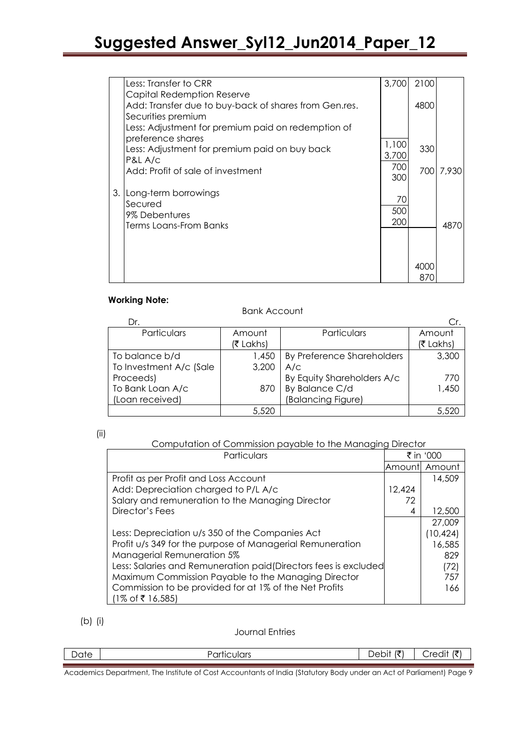| | | | | |
|---|---|---|---|---|
| | Less: Transfer to CRR<br>Capital Redemption Reserve<br>Add: Transfer due to buy-back of shares from Gen.res.<br>Securities premium<br>Less: Adjustment for premium paid on redemption of preference shares<br>Less: Adjustment for premium paid on buy back<br>P&L A/c<br>Add: Profit of sale of investment | 3,700<br><br><br><br><br>1,100<br>3,700<br>700<br>300 | 2100<br>4800<br><br><br>330<br><br>700 | <br><br><br><br><br><br><br>7,930 |
| 3. | Long-term borrowings<br>Secured<br>9% Debentures<br>Terms Loans-From Banks | 70<br>500<br>200 | <br><br><br><br>4000<br>870 | <br><br><br>4870 |

**Working Note:**

Bank Account

| Dr. | | | Cr. |
|---|---|---|---|
| Particulars | Amount (₹ Lakhs) | Particulars | Amount (₹ Lakhs) |
| To balance b/d | 1,450 | By Preference Shareholders A/c | 3,300 |
| To Investment A/c (Sale Proceeds) | 3,200 | By Equity Shareholders A/c | 770 |
| To Bank Loan A/c (Loan received) | 870 | By Balance C/d (Balancing Figure) | 1,450 |
| | 5,520 | | 5,520 |

(ii)

Computation of Commission payable to the Managing Director

| Particulars | ₹ in '000 | |
|---|---|---|
| | Amount | Amount |
| Profit as per Profit and Loss Account | | 14,509 |
| Add: Depreciation charged to P/L A/c | 12,424 | |
| Salary and remuneration to the Managing Director | 72 | |
| Director's Fees | 4 | 12,500 |
| | | 27,009 |
| Less: Depreciation u/s 350 of the Companies Act | | (10,424) |
| Profit u/s 349 for the purpose of Managerial Remuneration | | 16,585 |
| Managerial Remuneration 5% | | 829 |
| Less: Salaries and Remuneration paid(Directors fees is excluded | | (72) |
| Maximum Commission Payable to the Managing Director | | 757 |
| Commission to be provided for at 1% of the Net Profits (1% of ₹ 16,585) | | 166 |

(b) (i)

Journal Entries

| Date | Particulars | Debit (₹) | Credit (₹) |
|---|---|---|---|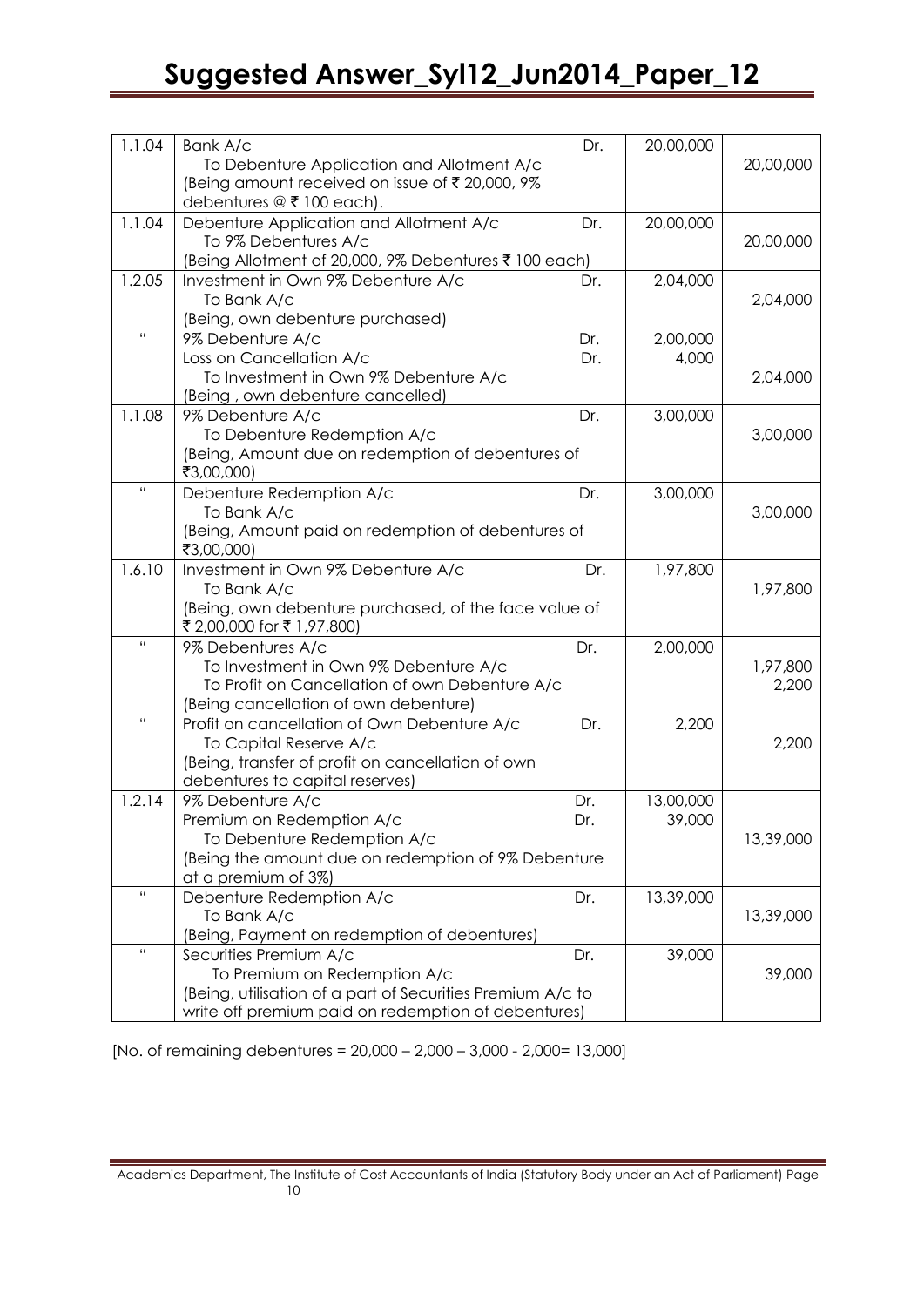| | | | | |
|---|---|---|---|---|
| 1.1.04 | Bank A/c<br>To Debenture Application and Allotment A/c<br>(Being amount received on issue of ₹ 20,000, 9% debentures @ ₹ 100 each). | Dr. | 20,00,000 | 20,00,000 |
| 1.1.04 | Debenture Application and Allotment A/c<br>To 9% Debentures A/c<br>(Being Allotment of 20,000, 9% Debentures ₹ 100 each) | Dr. | 20,00,000 | 20,00,000 |
| 1.2.05 | Investment in Own 9% Debenture A/c<br>To Bank A/c<br>(Being, own debenture purchased) | Dr. | 2,04,000 | 2,04,000 |
| " | 9% Debenture A/c<br>Loss on Cancellation A/c<br>To Investment in Own 9% Debenture A/c<br>(Being , own debenture cancelled) | Dr.<br>Dr. | 2,00,000<br>4,000 | 2,04,000 |
| 1.1.08 | 9% Debenture A/c<br>To Debenture Redemption A/c<br>(Being, Amount due on redemption of debentures of ₹3,00,000) | Dr. | 3,00,000 | 3,00,000 |
| " | Debenture Redemption A/c<br>To Bank A/c<br>(Being, Amount paid on redemption of debentures of ₹3,00,000) | Dr. | 3,00,000 | 3,00,000 |
| 1.6.10 | Investment in Own 9% Debenture A/c<br>To Bank A/c<br>(Being, own debenture purchased, of the face value of ₹ 2,00,000 for ₹ 1,97,800) | Dr. | 1,97,800 | 1,97,800 |
| " | 9% Debentures A/c<br>To Investment in Own 9% Debenture A/c<br>To Profit on Cancellation of own Debenture A/c<br>(Being cancellation of own debenture) | Dr. | 2,00,000 | 1,97,800<br>2,200 |
| " | Profit on cancellation of Own Debenture A/c<br>To Capital Reserve A/c<br>(Being, transfer of profit on cancellation of own debentures to capital reserves) | Dr. | 2,200 | 2,200 |
| 1.2.14 | 9% Debenture A/c<br>Premium on Redemption A/c<br>To Debenture Redemption A/c<br>(Being the amount due on redemption of 9% Debenture at a premium of 3%) | Dr.<br>Dr. | 13,00,000<br>39,000 | 13,39,000 |
| " | Debenture Redemption A/c<br>To Bank A/c<br>(Being, Payment on redemption of debentures) | Dr. | 13,39,000 | 13,39,000 |
| " | Securities Premium A/c<br>To Premium on Redemption A/c<br>(Being, utilisation of a part of Securities Premium A/c to write off premium paid on redemption of debentures) | Dr. | 39,000 | 39,000 |

[No. of remaining debentures = 20,000 – 2,000 – 3,000 - 2,000= 13,000]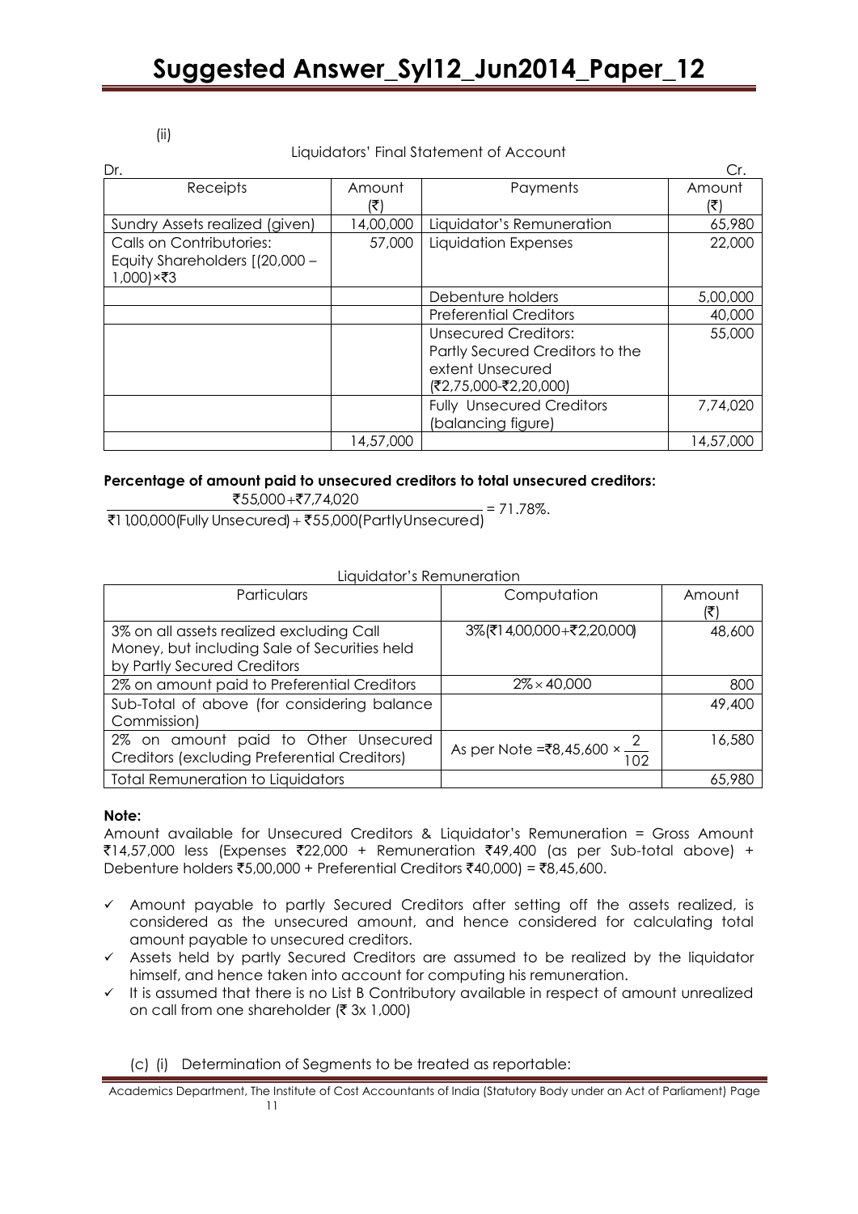(ii)

Liquidators' Final Statement of Account

| Dr. Receipts | Amount (₹) | Payments | Cr. Amount (₹) |
|---|---|---|---|
| Sundry Assets realized (given) | 14,00,000 | Liquidator's Remuneration | 65,980 |
| Calls on Contributories: Equity Shareholders [(20,000 – 1,000)×₹3 | 57,000 | Liquidation Expenses | 22,000 |
| | | Debenture holders | 5,00,000 |
| | | Preferential Creditors | 40,000 |
| | | Unsecured Creditors: Partly Secured Creditors to the extent Unsecured (₹2,75,000-₹2,20,000) | 55,000 |
| | | Fully Unsecured Creditors (balancing figure) | 7,74,020 |
| | 14,57,000 | | 14,57,000 |

**Percentage of amount paid to unsecured creditors to total unsecured creditors:**

$$\frac{₹55{,}000 + ₹7{,}74{,}020}{₹11{,}00{,}000(\text{Fully Unsecured}) + ₹55{,}000(\text{Partly Unsecured})} = 71.78\%.$$

Liquidator's Remuneration

| Particulars | Computation | Amount (₹) |
|---|---|---|
| 3% on all assets realized excluding Call Money, but including Sale of Securities held by Partly Secured Creditors | 3%(₹14,00,000+₹2,20,000) | 48,600 |
| 2% on amount paid to Preferential Creditors | $2\% \times 40{,}000$ | 800 |
| Sub-Total of above (for considering balance Commission) | | 49,400 |
| 2% on amount paid to Other Unsecured Creditors (excluding Preferential Creditors) | As per Note =₹8,45,600 × $\frac{2}{102}$ | 16,580 |
| Total Remuneration to Liquidators | | 65,980 |

**Note:**

Amount available for Unsecured Creditors & Liquidator's Remuneration = Gross Amount ₹14,57,000 less (Expenses ₹22,000 + Remuneration ₹49,400 (as per Sub-total above) + Debenture holders ₹5,00,000 + Preferential Creditors ₹40,000) = ₹8,45,600.

- ✓ Amount payable to partly Secured Creditors after setting off the assets realized, is considered as the unsecured amount, and hence considered for calculating total amount payable to unsecured creditors.
- ✓ Assets held by partly Secured Creditors are assumed to be realized by the liquidator himself, and hence taken into account for computing his remuneration.
- ✓ It is assumed that there is no List B Contributory available in respect of amount unrealized on call from one shareholder (₹ 3x 1,000)

(c) (i) Determination of Segments to be treated as reportable: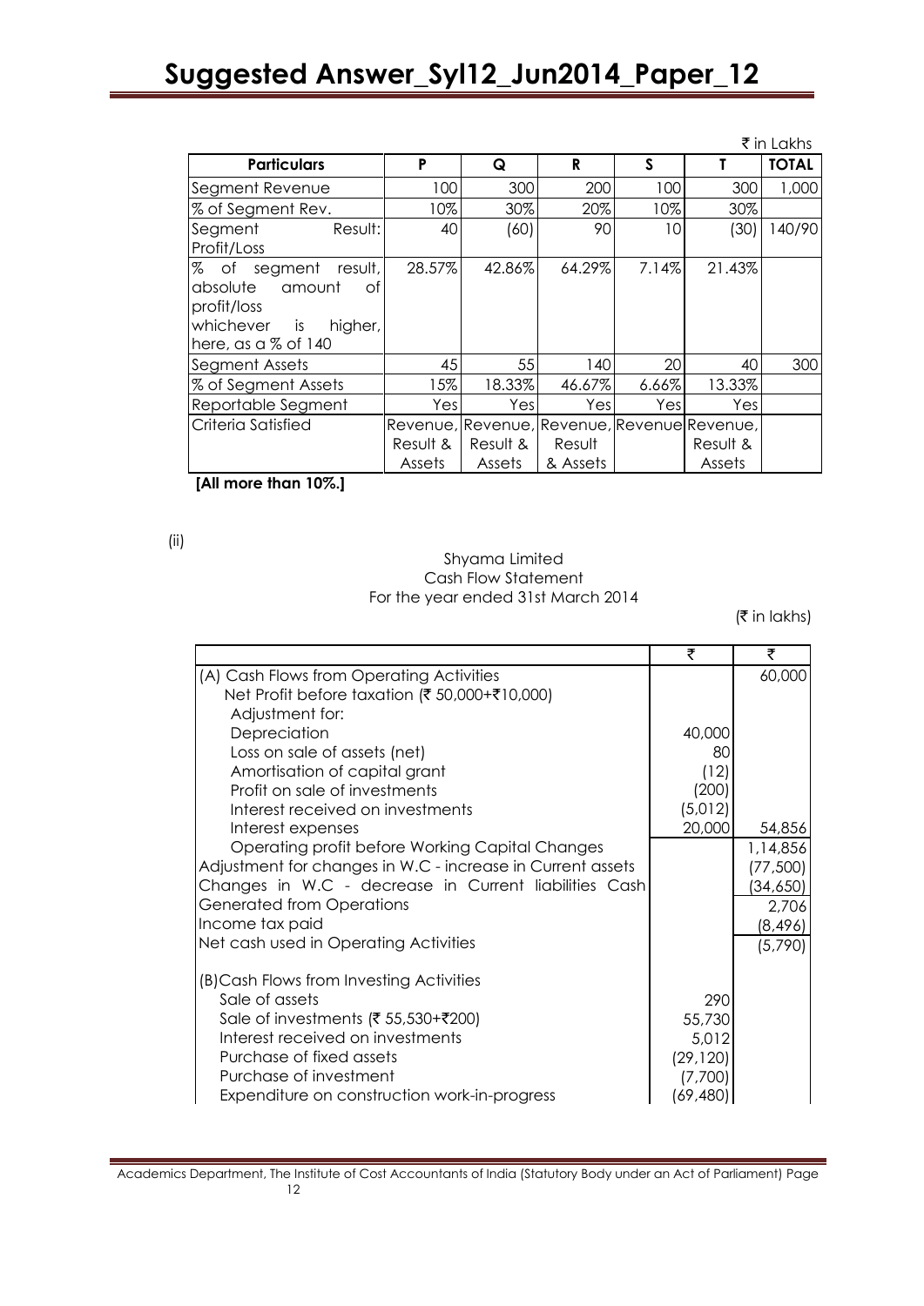₹ in Lakhs

| Particulars | P | Q | R | S | T | TOTAL |
|---|---|---|---|---|---|---|
| Segment Revenue | 100 | 300 | 200 | 100 | 300 | 1,000 |
| % of Segment Rev. | 10% | 30% | 20% | 10% | 30% | |
| Segment Result: Profit/Loss | 40 | (60) | 90 | 10 | (30) | 140/90 |
| % of segment result, absolute amount of profit/loss whichever is higher, here, as a % of 140 | 28.57% | 42.86% | 64.29% | 7.14% | 21.43% | |
| Segment Assets | 45 | 55 | 140 | 20 | 40 | 300 |
| % of Segment Assets | 15% | 18.33% | 46.67% | 6.66% | 13.33% | |
| Reportable Segment | Yes | Yes | Yes | Yes | Yes | |
| Criteria Satisfied | Revenue, Result & Assets | Revenue, Result & Assets | Revenue, Result & Assets | Revenue | Revenue, Result & Assets | |

**[All more than 10%.]**

(ii)

Shyama Limited
Cash Flow Statement
For the year ended 31st March 2014

(₹ in lakhs)

| | ₹ | ₹ |
|---|---|---|
| (A) Cash Flows from Operating Activities | | 60,000 |
| Net Profit before taxation (₹ 50,000+₹10,000) | | |
| Adjustment for: | | |
| Depreciation | 40,000 | |
| Loss on sale of assets (net) | 80 | |
| Amortisation of capital grant | (12) | |
| Profit on sale of investments | (200) | |
| Interest received on investments | (5,012) | |
| Interest expenses | 20,000 | 54,856 |
| Operating profit before Working Capital Changes | | 1,14,856 |
| Adjustment for changes in W.C - increase in Current assets | | (77,500) |
| Changes in W.C - decrease in Current liabilities Cash | | (34,650) |
| Generated from Operations | | 2,706 |
| Income tax paid | | (8,496) |
| Net cash used in Operating Activities | | (5,790) |
| (B) Cash Flows from Investing Activities | | |
| Sale of assets | 290 | |
| Sale of investments (₹ 55,530+₹200) | 55,730 | |
| Interest received on investments | 5,012 | |
| Purchase of fixed assets | (29,120) | |
| Purchase of investment | (7,700) | |
| Expenditure on construction work-in-progress | (69,480) | |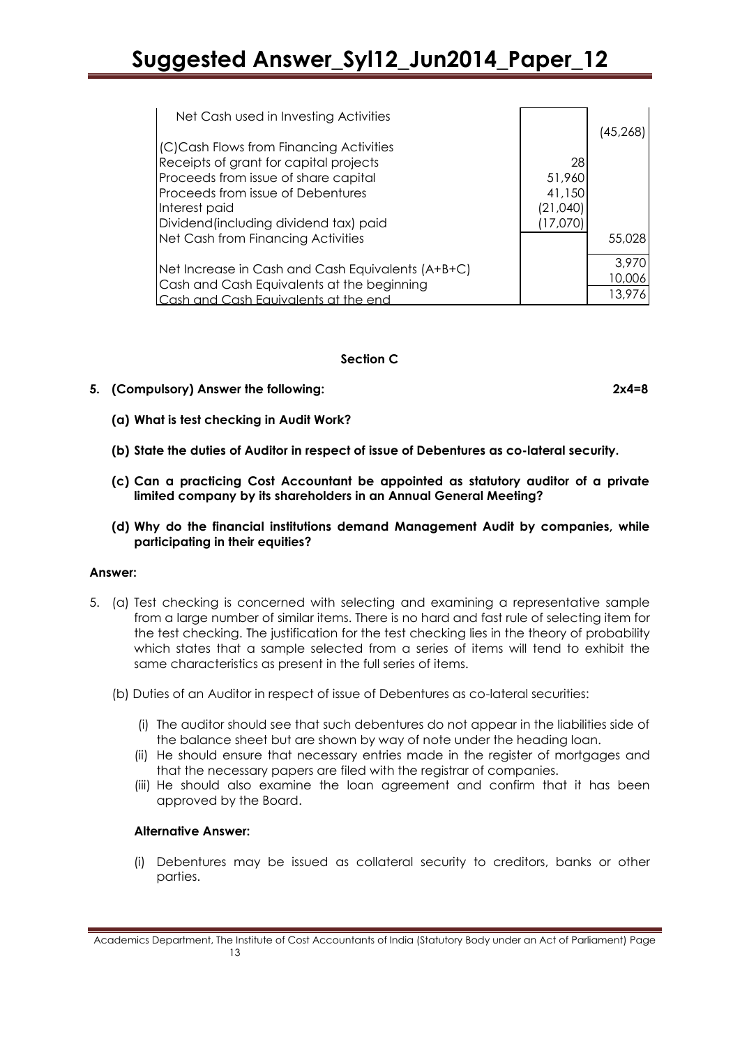| | | |
|---|---|---|
| Net Cash used in Investing Activities | | (45,268) |
| (C)Cash Flows from Financing Activities | | |
| Receipts of grant for capital projects | 28 | |
| Proceeds from issue of share capital | 51,960 | |
| Proceeds from issue of Debentures | 41,150 | |
| Interest paid | (21,040) | |
| Dividend(including dividend tax) paid | (17,070) | |
| Net Cash from Financing Activities | | 55,028 |
| Net Increase in Cash and Cash Equivalents (A+B+C) | | 3,970 |
| Cash and Cash Equivalents at the beginning | | 10,006 |
| Cash and Cash Equivalents at the end | | 13,976 |

### Section C

**5. (Compulsory) Answer the following: 2x4=8**

**(a) What is test checking in Audit Work?**

**(b) State the duties of Auditor in respect of issue of Debentures as co-lateral security.**

**(c) Can a practicing Cost Accountant be appointed as statutory auditor of a private limited company by its shareholders in an Annual General Meeting?**

**(d) Why do the financial institutions demand Management Audit by companies, while participating in their equities?**

**Answer:**

5. (a) Test checking is concerned with selecting and examining a representative sample from a large number of similar items. There is no hard and fast rule of selecting item for the test checking. The justification for the test checking lies in the theory of probability which states that a sample selected from a series of items will tend to exhibit the same characteristics as present in the full series of items.

(b) Duties of an Auditor in respect of issue of Debentures as co-lateral securities:

(i) The auditor should see that such debentures do not appear in the liabilities side of the balance sheet but are shown by way of note under the heading loan.
(ii) He should ensure that necessary entries made in the register of mortgages and that the necessary papers are filed with the registrar of companies.
(iii) He should also examine the loan agreement and confirm that it has been approved by the Board.

**Alternative Answer:**

(i) Debentures may be issued as collateral security to creditors, banks or other parties.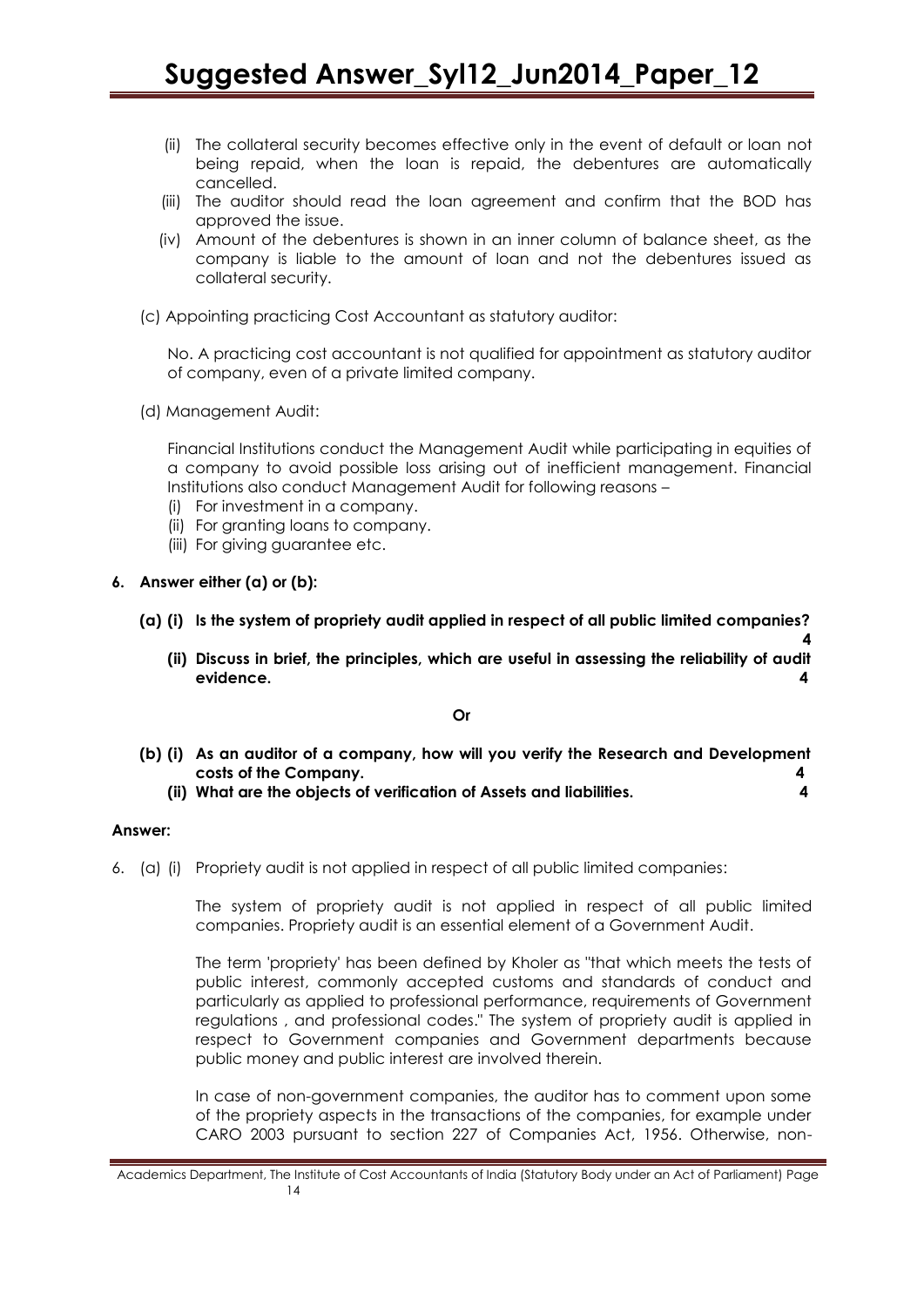(ii) The collateral security becomes effective only in the event of default or loan not being repaid, when the loan is repaid, the debentures are automatically cancelled.

(iii) The auditor should read the loan agreement and confirm that the BOD has approved the issue.

(iv) Amount of the debentures is shown in an inner column of balance sheet, as the company is liable to the amount of loan and not the debentures issued as collateral security.

(c) Appointing practicing Cost Accountant as statutory auditor:

No. A practicing cost accountant is not qualified for appointment as statutory auditor of company, even of a private limited company.

(d) Management Audit:

Financial Institutions conduct the Management Audit while participating in equities of a company to avoid possible loss arising out of inefficient management. Financial Institutions also conduct Management Audit for following reasons –

(i) For investment in a company.
(ii) For granting loans to company.
(iii) For giving guarantee etc.

**6. Answer either (a) or (b):**

**(a) (i) Is the system of propriety audit applied in respect of all public limited companies? 4**

**(ii) Discuss in brief, the principles, which are useful in assessing the reliability of audit evidence. 4**

**Or**

**(b) (i) As an auditor of a company, how will you verify the Research and Development costs of the Company. 4**

**(ii) What are the objects of verification of Assets and liabilities. 4**

**Answer:**

6. (a) (i) Propriety audit is not applied in respect of all public limited companies:

The system of propriety audit is not applied in respect of all public limited companies. Propriety audit is an essential element of a Government Audit.

The term 'propriety' has been defined by Kholer as "that which meets the tests of public interest, commonly accepted customs and standards of conduct and particularly as applied to professional performance, requirements of Government regulations , and professional codes." The system of propriety audit is applied in respect to Government companies and Government departments because public money and public interest are involved therein.

In case of non-government companies, the auditor has to comment upon some of the propriety aspects in the transactions of the companies, for example under CARO 2003 pursuant to section 227 of Companies Act, 1956. Otherwise, non-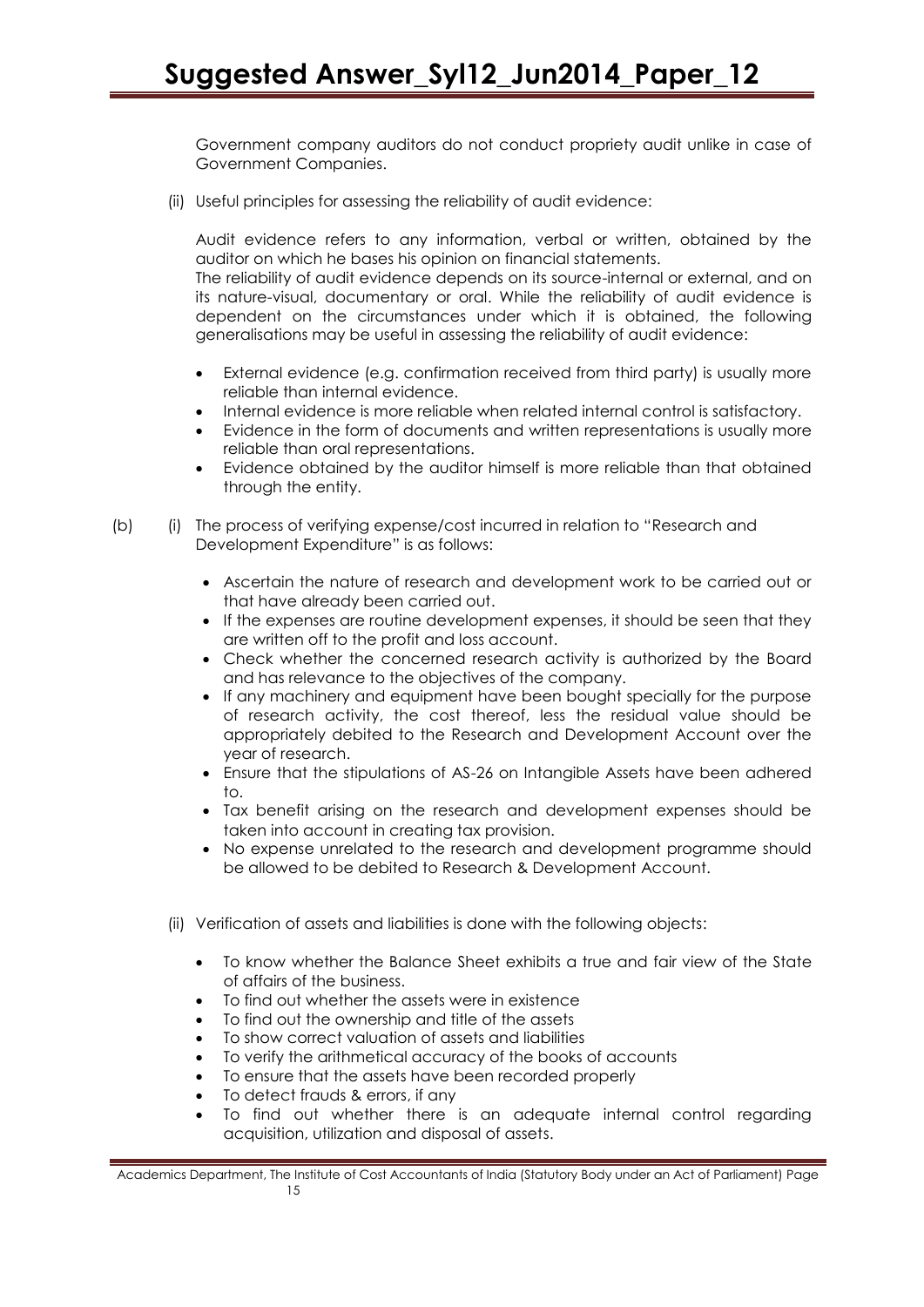Government company auditors do not conduct propriety audit unlike in case of Government Companies.

(ii) Useful principles for assessing the reliability of audit evidence:

Audit evidence refers to any information, verbal or written, obtained by the auditor on which he bases his opinion on financial statements.
The reliability of audit evidence depends on its source-internal or external, and on its nature-visual, documentary or oral. While the reliability of audit evidence is dependent on the circumstances under which it is obtained, the following generalisations may be useful in assessing the reliability of audit evidence:

- External evidence (e.g. confirmation received from third party) is usually more reliable than internal evidence.
- Internal evidence is more reliable when related internal control is satisfactory.
- Evidence in the form of documents and written representations is usually more reliable than oral representations.
- Evidence obtained by the auditor himself is more reliable than that obtained through the entity.

(b) (i) The process of verifying expense/cost incurred in relation to "Research and Development Expenditure" is as follows:

- Ascertain the nature of research and development work to be carried out or that have already been carried out.
- If the expenses are routine development expenses, it should be seen that they are written off to the profit and loss account.
- Check whether the concerned research activity is authorized by the Board and has relevance to the objectives of the company.
- If any machinery and equipment have been bought specially for the purpose of research activity, the cost thereof, less the residual value should be appropriately debited to the Research and Development Account over the year of research.
- Ensure that the stipulations of AS-26 on Intangible Assets have been adhered to.
- Tax benefit arising on the research and development expenses should be taken into account in creating tax provision.
- No expense unrelated to the research and development programme should be allowed to be debited to Research & Development Account.

(ii) Verification of assets and liabilities is done with the following objects:

- To know whether the Balance Sheet exhibits a true and fair view of the State of affairs of the business.
- To find out whether the assets were in existence
- To find out the ownership and title of the assets
- To show correct valuation of assets and liabilities
- To verify the arithmetical accuracy of the books of accounts
- To ensure that the assets have been recorded properly
- To detect frauds & errors, if any
- To find out whether there is an adequate internal control regarding acquisition, utilization and disposal of assets.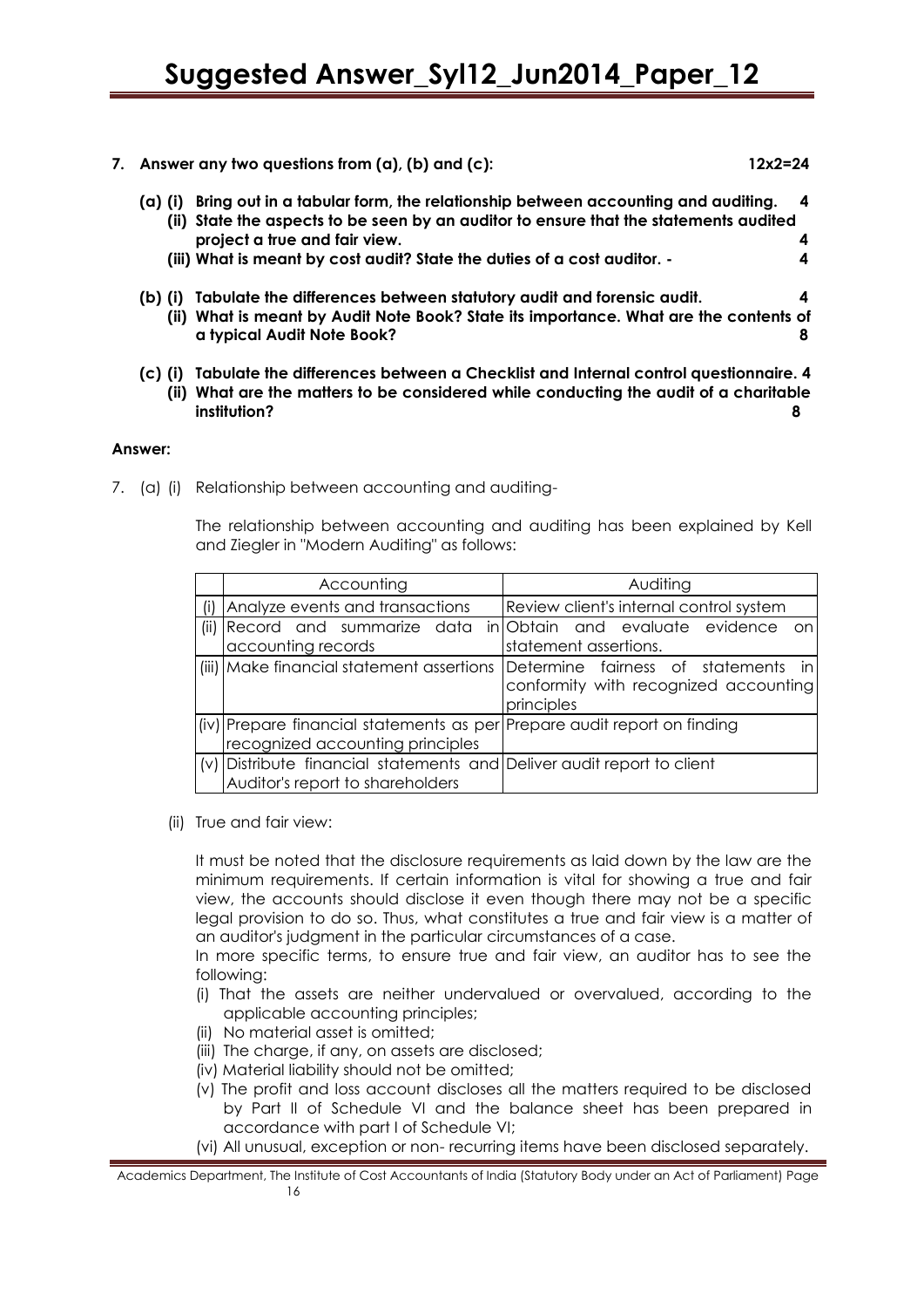**7. Answer any two questions from (a), (b) and (c): 12x2=24**

**(a) (i) Bring out in a tabular form, the relationship between accounting and auditing. 4**

**(ii) State the aspects to be seen by an auditor to ensure that the statements audited project a true and fair view. 4**

**(iii) What is meant by cost audit? State the duties of a cost auditor. - 4**

**(b) (i) Tabulate the differences between statutory audit and forensic audit. 4**

**(ii) What is meant by Audit Note Book? State its importance. What are the contents of a typical Audit Note Book? 8**

**(c) (i) Tabulate the differences between a Checklist and Internal control questionnaire. 4**

**(ii) What are the matters to be considered while conducting the audit of a charitable institution? 8**

**Answer:**

7. (a) (i) Relationship between accounting and auditing-

The relationship between accounting and auditing has been explained by Kell and Ziegler in "Modern Auditing" as follows:

| | Accounting | Auditing |
|---|---|---|
| (i) | Analyze events and transactions | Review client's internal control system |
| (ii) | Record and summarize data in accounting records | Obtain and evaluate evidence on statement assertions. |
| (iii) | Make financial statement assertions | Determine fairness of statements in conformity with recognized accounting principles |
| (iv) | Prepare financial statements as per recognized accounting principles | Prepare audit report on finding |
| (v) | Distribute financial statements and Auditor's report to shareholders | Deliver audit report to client |

(ii) True and fair view:

It must be noted that the disclosure requirements as laid down by the law are the minimum requirements. If certain information is vital for showing a true and fair view, the accounts should disclose it even though there may not be a specific legal provision to do so. Thus, what constitutes a true and fair view is a matter of an auditor's judgment in the particular circumstances of a case.

In more specific terms, to ensure true and fair view, an auditor has to see the following:

(i) That the assets are neither undervalued or overvalued, according to the applicable accounting principles;

(ii) No material asset is omitted;

(iii) The charge, if any, on assets are disclosed;

(iv) Material liability should not be omitted;

(v) The profit and loss account discloses all the matters required to be disclosed by Part II of Schedule VI and the balance sheet has been prepared in accordance with part I of Schedule VI;

(vi) All unusual, exception or non- recurring items have been disclosed separately.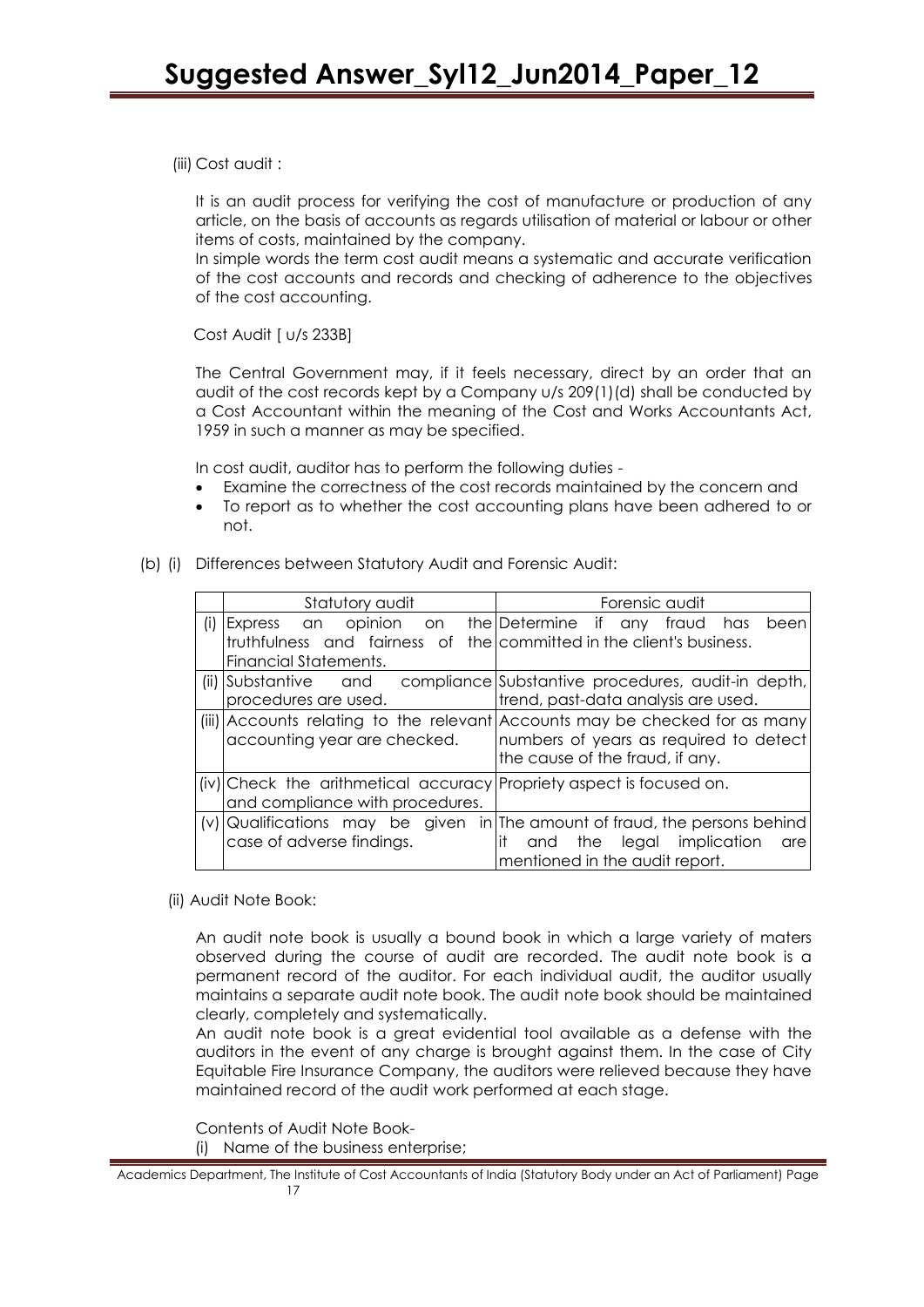(iii) Cost audit :

It is an audit process for verifying the cost of manufacture or production of any article, on the basis of accounts as regards utilisation of material or labour or other items of costs, maintained by the company.
In simple words the term cost audit means a systematic and accurate verification of the cost accounts and records and checking of adherence to the objectives of the cost accounting.

Cost Audit [ u/s 233B]

The Central Government may, if it feels necessary, direct by an order that an audit of the cost records kept by a Company u/s 209(1)(d) shall be conducted by a Cost Accountant within the meaning of the Cost and Works Accountants Act, 1959 in such a manner as may be specified.

In cost audit, auditor has to perform the following duties -

- Examine the correctness of the cost records maintained by the concern and
- To report as to whether the cost accounting plans have been adhered to or not.

(b) (i) Differences between Statutory Audit and Forensic Audit:

| | Statutory audit | Forensic audit |
|---|---|---|
| (i) | Express an opinion on the truthfulness and fairness of the Financial Statements. | Determine if any fraud has been committed in the client's business. |
| (ii) | Substantive and compliance procedures are used. | Substantive procedures, audit-in depth, trend, past-data analysis are used. |
| (iii) | Accounts relating to the relevant accounting year are checked. | Accounts may be checked for as many numbers of years as required to detect the cause of the fraud, if any. |
| (iv) | Check the arithmetical accuracy and compliance with procedures. | Propriety aspect is focused on. |
| (v) | Qualifications may be given in case of adverse findings. | The amount of fraud, the persons behind it and the legal implication are mentioned in the audit report. |

(ii) Audit Note Book:

An audit note book is usually a bound book in which a large variety of maters observed during the course of audit are recorded. The audit note book is a permanent record of the auditor. For each individual audit, the auditor usually maintains a separate audit note book. The audit note book should be maintained clearly, completely and systematically.
An audit note book is a great evidential tool available as a defense with the auditors in the event of any charge is brought against them. In the case of City Equitable Fire Insurance Company, the auditors were relieved because they have maintained record of the audit work performed at each stage.

Contents of Audit Note Book-

(i) Name of the business enterprise;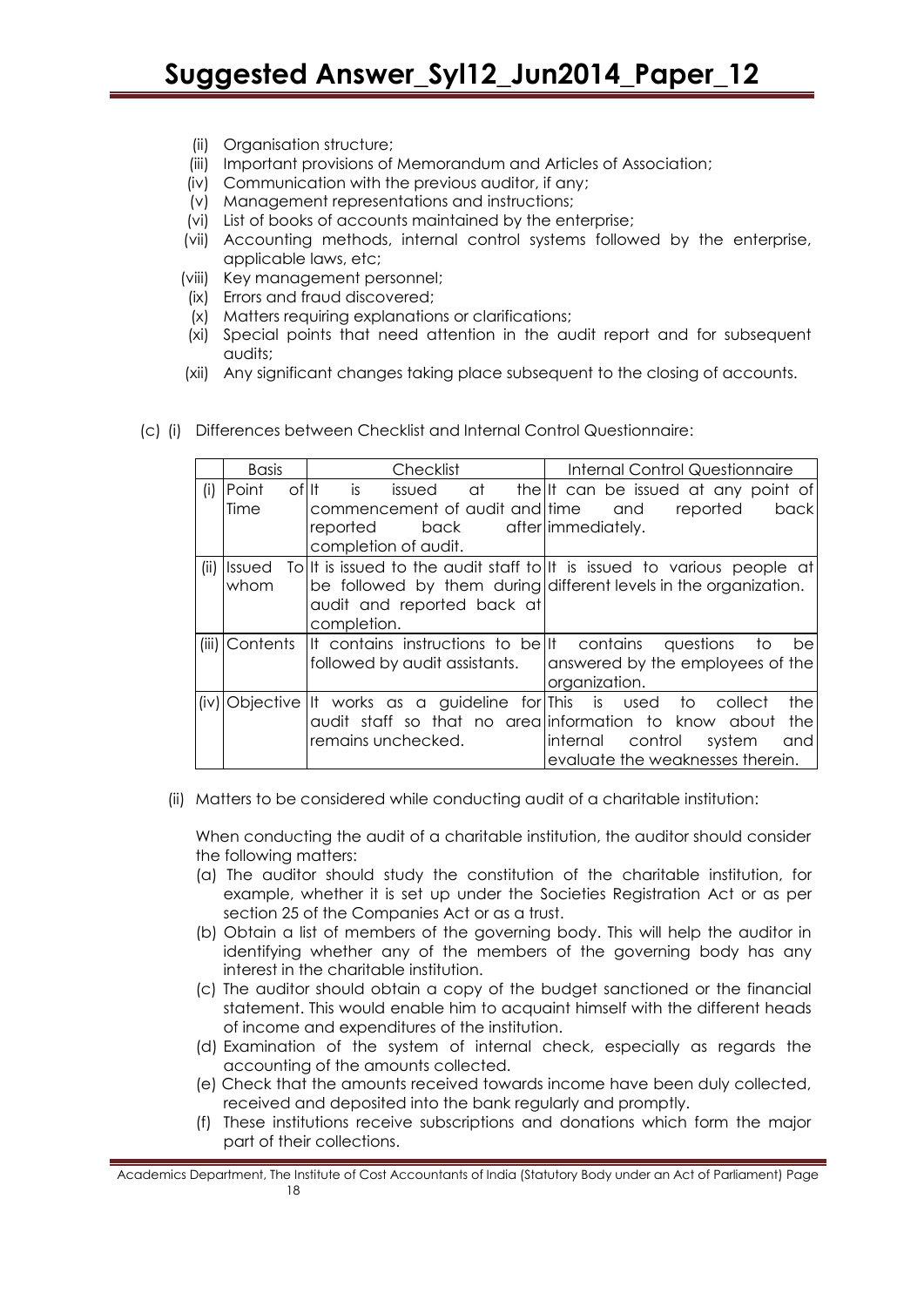(ii) Organisation structure;

(iii) Important provisions of Memorandum and Articles of Association;

(iv) Communication with the previous auditor, if any;

(v) Management representations and instructions;

(vi) List of books of accounts maintained by the enterprise;

(vii) Accounting methods, internal control systems followed by the enterprise, applicable laws, etc;

(viii) Key management personnel;

(ix) Errors and fraud discovered;

(x) Matters requiring explanations or clarifications;

(xi) Special points that need attention in the audit report and for subsequent audits;

(xii) Any significant changes taking place subsequent to the closing of accounts.

(c) (i) Differences between Checklist and Internal Control Questionnaire:

| | Basis | Checklist | Internal Control Questionnaire |
|---|---|---|---|
| (i) | Point of Time | It is issued at the commencement of audit and reported back after completion of audit. | It can be issued at any point of time and reported back immediately. |
| (ii) | Issued To whom | It is issued to the audit staff to be followed by them during audit and reported back at completion. | It is issued to various people at different levels in the organization. |
| (iii) | Contents | It contains instructions to be followed by audit assistants. | It contains questions to be answered by the employees of the organization. |
| (iv) | Objective | It works as a guideline for audit staff so that no area remains unchecked. | This is used to collect information to know about the internal control system and evaluate the weaknesses therein. |

(ii) Matters to be considered while conducting audit of a charitable institution:

When conducting the audit of a charitable institution, the auditor should consider the following matters:

(a) The auditor should study the constitution of the charitable institution, for example, whether it is set up under the Societies Registration Act or as per section 25 of the Companies Act or as a trust.

(b) Obtain a list of members of the governing body. This will help the auditor in identifying whether any of the members of the governing body has any interest in the charitable institution.

(c) The auditor should obtain a copy of the budget sanctioned or the financial statement. This would enable him to acquaint himself with the different heads of income and expenditures of the institution.

(d) Examination of the system of internal check, especially as regards the accounting of the amounts collected.

(e) Check that the amounts received towards income have been duly collected, received and deposited into the bank regularly and promptly.

(f) These institutions receive subscriptions and donations which form the major part of their collections.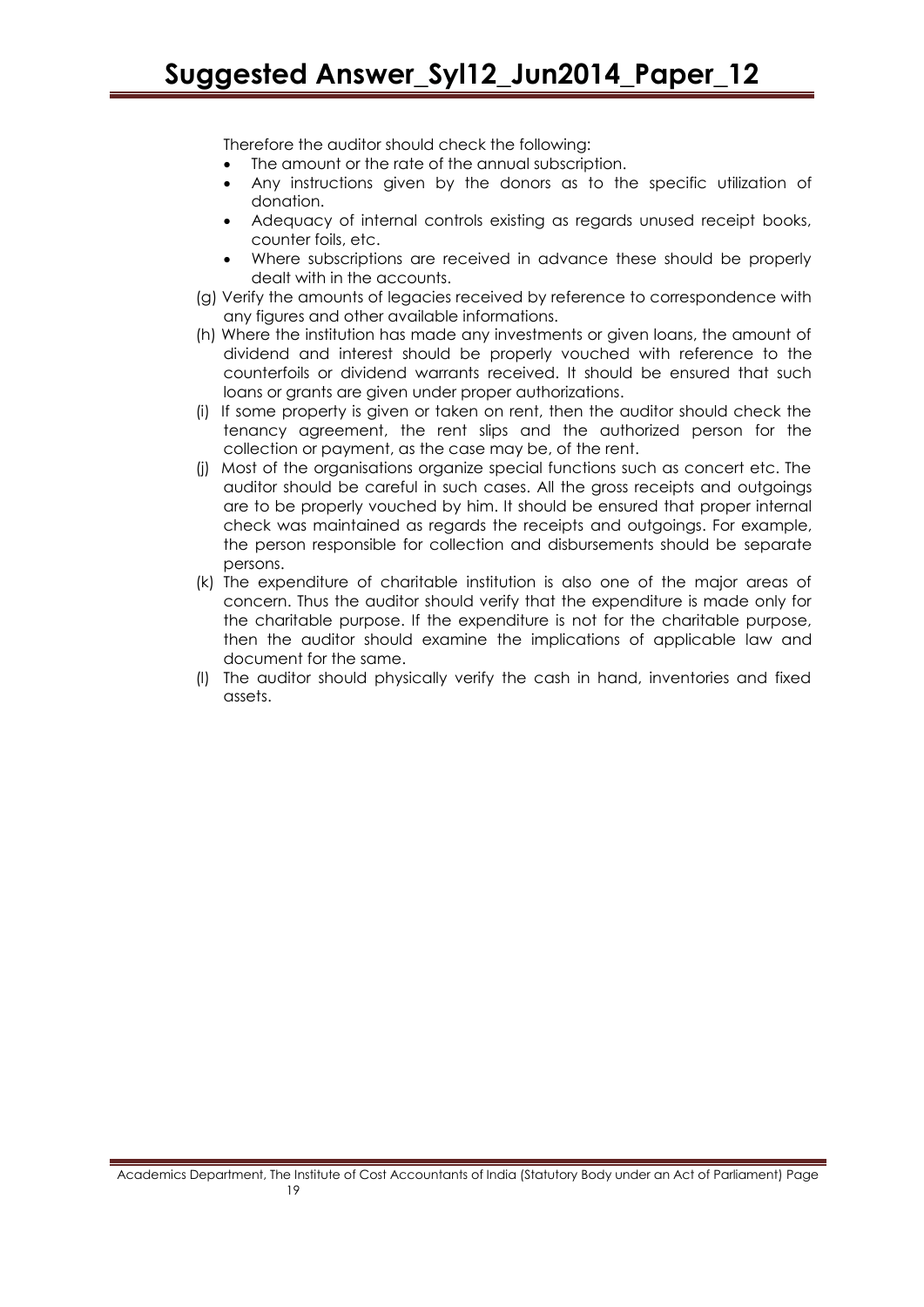Therefore the auditor should check the following:

- The amount or the rate of the annual subscription.
- Any instructions given by the donors as to the specific utilization of donation.
- Adequacy of internal controls existing as regards unused receipt books, counter foils, etc.
- Where subscriptions are received in advance these should be properly dealt with in the accounts.

(g) Verify the amounts of legacies received by reference to correspondence with any figures and other available informations.

(h) Where the institution has made any investments or given loans, the amount of dividend and interest should be properly vouched with reference to the counterfoils or dividend warrants received. It should be ensured that such loans or grants are given under proper authorizations.

(i) If some property is given or taken on rent, then the auditor should check the tenancy agreement, the rent slips and the authorized person for the collection or payment, as the case may be, of the rent.

(j) Most of the organisations organize special functions such as concert etc. The auditor should be careful in such cases. All the gross receipts and outgoings are to be properly vouched by him. It should be ensured that proper internal check was maintained as regards the receipts and outgoings. For example, the person responsible for collection and disbursements should be separate persons.

(k) The expenditure of charitable institution is also one of the major areas of concern. Thus the auditor should verify that the expenditure is made only for the charitable purpose. If the expenditure is not for the charitable purpose, then the auditor should examine the implications of applicable law and document for the same.

(l) The auditor should physically verify the cash in hand, inventories and fixed assets.